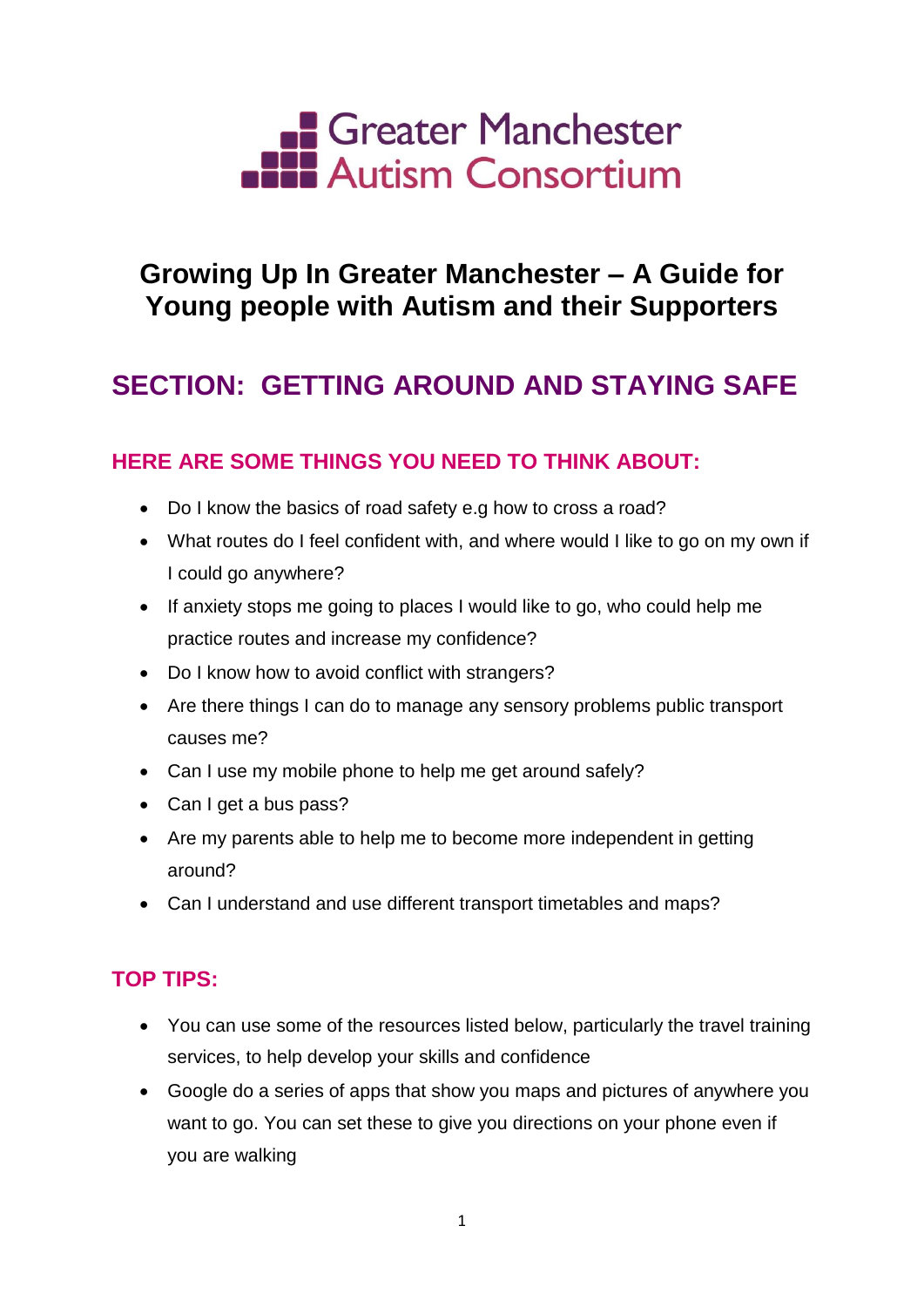Greater Manchester Autism Consortium

# Growing Up In Greater Manchester – A Guide for Young people with Autism and their Supporters

## SECTION: GETTING AROUND AND STAYING SAFE

### HERE ARE SOME THINGS YOU NEED TO THINK ABOUT:

- Do I know the basics of road safety e.g how to cross a road?
- What routes do I feel confident with, and where would I like to go on my own if I could go anywhere?
- If anxiety stops me going to places I would like to go, who could help me practice routes and increase my confidence?
- Do I know how to avoid conflict with strangers?
- Are there things I can do to manage any sensory problems public transport causes me?
- Can I use my mobile phone to help me get around safely?
- Can I get a bus pass?
- Are my parents able to help me to become more independent in getting around?
- Can I understand and use different transport timetables and maps?

### TOP TIPS:

- You can use some of the resources listed below, particularly the travel training services, to help develop your skills and confidence
- Google do a series of apps that show you maps and pictures of anywhere you want to go. You can set these to give you directions on your phone even if you are walking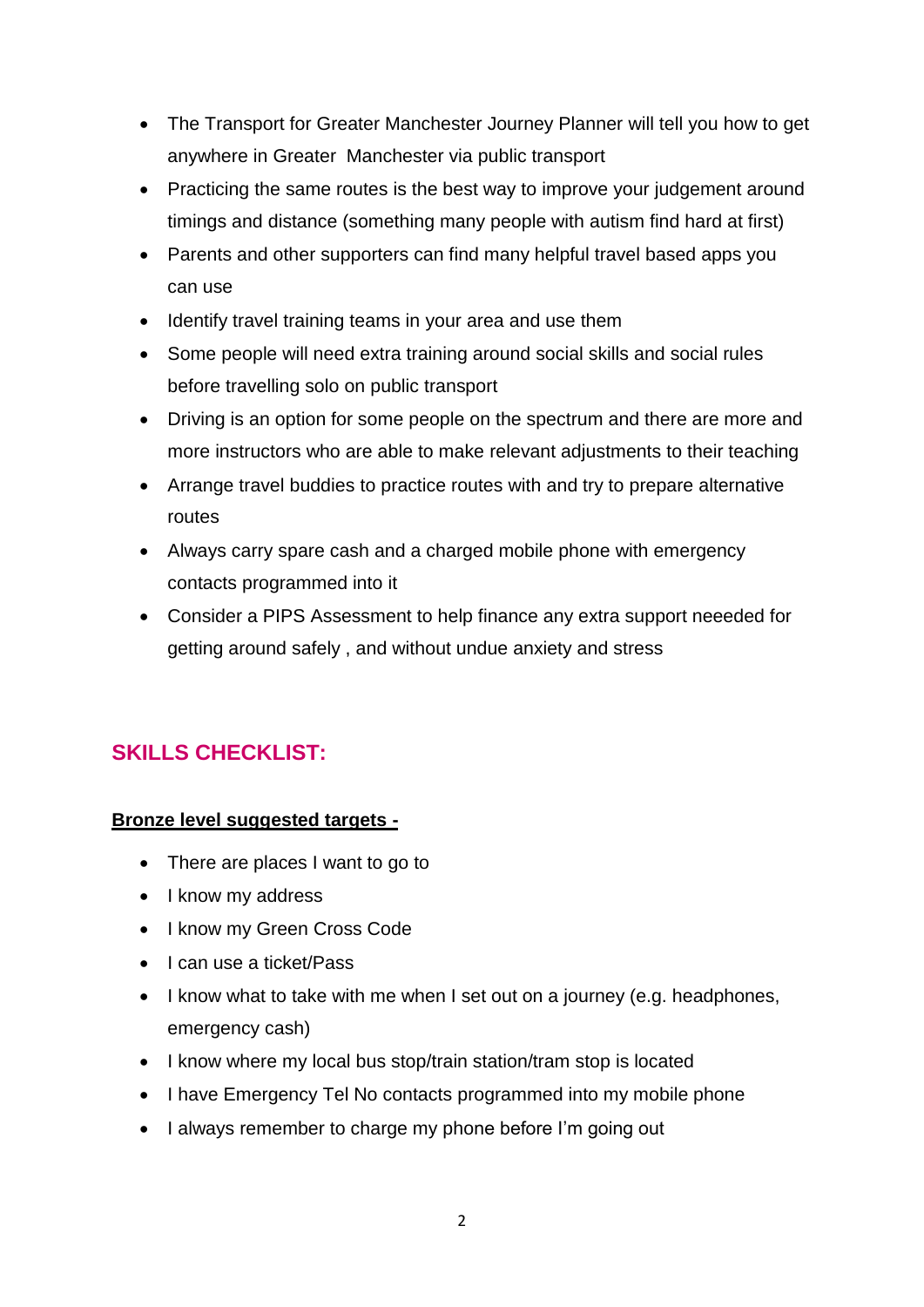- The Transport for Greater Manchester Journey Planner will tell you how to get anywhere in Greater  Manchester via public transport
- Practicing the same routes is the best way to improve your judgement around timings and distance (something many people with autism find hard at first)
- Parents and other supporters can find many helpful travel based apps you can use
- Identify travel training teams in your area and use them
- Some people will need extra training around social skills and social rules before travelling solo on public transport
- Driving is an option for some people on the spectrum and there are more and more instructors who are able to make relevant adjustments to their teaching
- Arrange travel buddies to practice routes with and try to prepare alternative routes
- Always carry spare cash and a charged mobile phone with emergency contacts programmed into it
- Consider a PIPS Assessment to help finance any extra support neeeded for getting around safely , and without undue anxiety and stress

## SKILLS CHECKLIST:

**<u>Bronze level suggested targets -</u>**

- There are places I want to go to
- I know my address
- I know my Green Cross Code
- I can use a ticket/Pass
- I know what to take with me when I set out on a journey (e.g. headphones, emergency cash)
- I know where my local bus stop/train station/tram stop is located
- I have Emergency Tel No contacts programmed into my mobile phone
- I always remember to charge my phone before I'm going out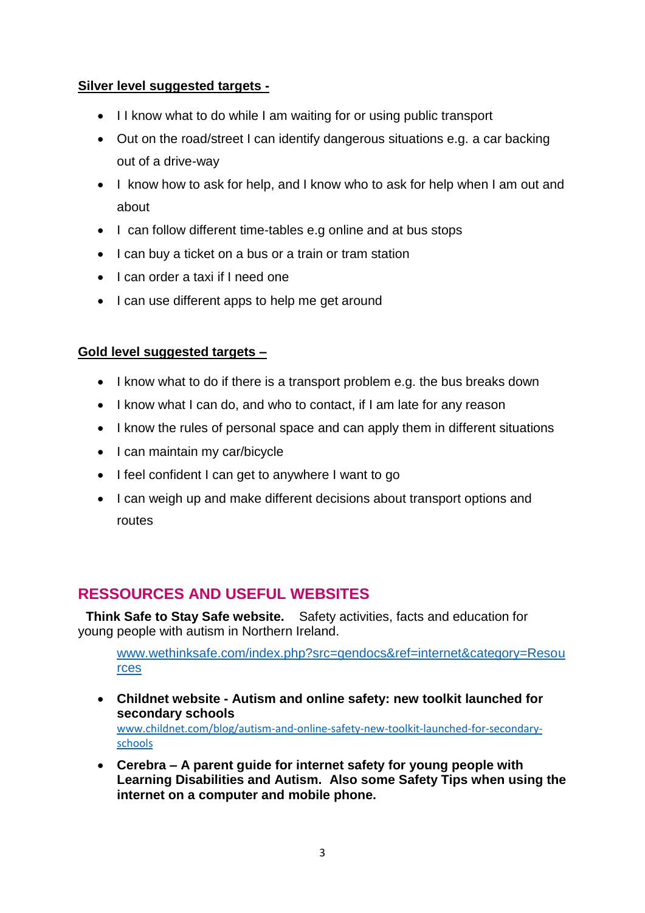**Silver level suggested targets -**

- I I know what to do while I am waiting for or using public transport
- Out on the road/street I can identify dangerous situations e.g. a car backing out of a drive-way
- I know how to ask for help, and I know who to ask for help when I am out and about
- I can follow different time-tables e.g online and at bus stops
- I can buy a ticket on a bus or a train or tram station
- I can order a taxi if I need one
- I can use different apps to help me get around

**Gold level suggested targets –**

- I know what to do if there is a transport problem e.g. the bus breaks down
- I know what I can do, and who to contact, if I am late for any reason
- I know the rules of personal space and can apply them in different situations
- I can maintain my car/bicycle
- I feel confident I can get to anywhere I want to go
- I can weigh up and make different decisions about transport options and routes

## RESSOURCES AND USEFUL WEBSITES

**Think Safe to Stay Safe website.** Safety activities, facts and education for young people with autism in Northern Ireland.

www.wethinksafe.com/index.php?src=gendocs&ref=internet&category=Resources

- **Childnet website - Autism and online safety: new toolkit launched for secondary schools**
  www.childnet.com/blog/autism-and-online-safety-new-toolkit-launched-for-secondary-schools
- **Cerebra – A parent guide for internet safety for young people with Learning Disabilities and Autism. Also some Safety Tips when using the internet on a computer and mobile phone.**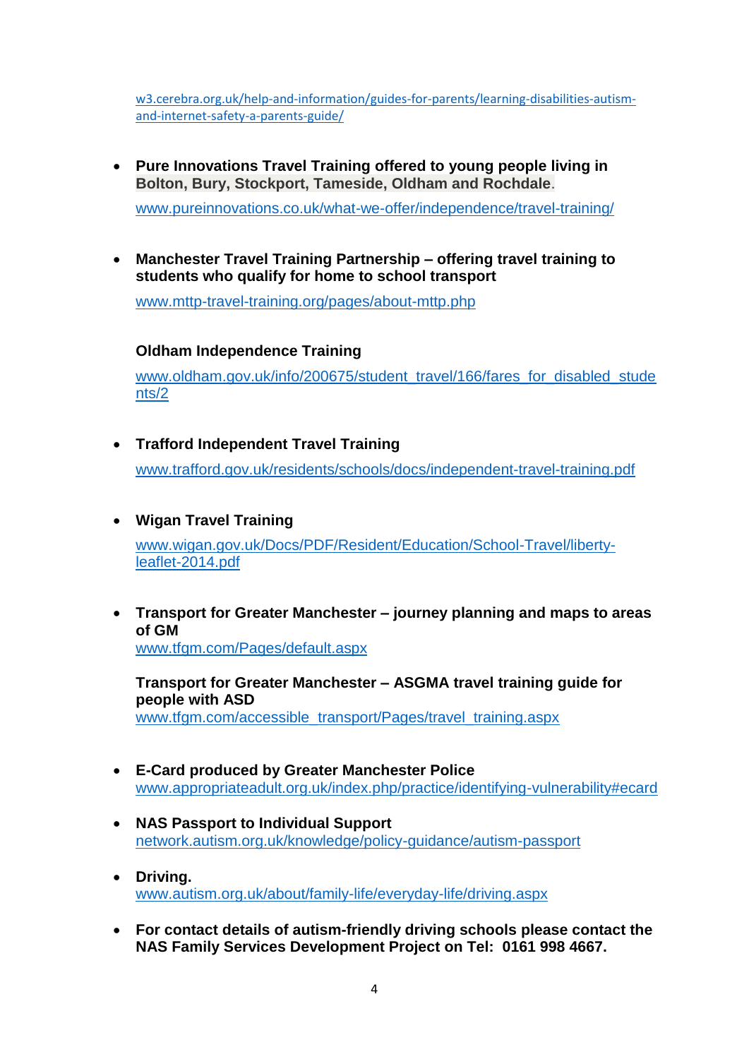w3.cerebra.org.uk/help-and-information/guides-for-parents/learning-disabilities-autism-and-internet-safety-a-parents-guide/

- **Pure Innovations Travel Training offered to young people living in Bolton, Bury, Stockport, Tameside, Oldham and Rochdale**.

  www.pureinnovations.co.uk/what-we-offer/independence/travel-training/

- **Manchester Travel Training Partnership – offering travel training to students who qualify for home to school transport**

  www.mttp-travel-training.org/pages/about-mttp.php

  **Oldham Independence Training**

  www.oldham.gov.uk/info/200675/student_travel/166/fares_for_disabled_students/2

- **Trafford Independent Travel Training**

  www.trafford.gov.uk/residents/schools/docs/independent-travel-training.pdf

- **Wigan Travel Training**

  www.wigan.gov.uk/Docs/PDF/Resident/Education/School-Travel/liberty-leaflet-2014.pdf

- **Transport for Greater Manchester – journey planning and maps to areas of GM**
  www.tfgm.com/Pages/default.aspx

  **Transport for Greater Manchester – ASGMA travel training guide for people with ASD**
  www.tfgm.com/accessible_transport/Pages/travel_training.aspx

- **E-Card produced by Greater Manchester Police**
  www.appropriateadult.org.uk/index.php/practice/identifying-vulnerability#ecard

- **NAS Passport to Individual Support**
  network.autism.org.uk/knowledge/policy-guidance/autism-passport

- **Driving.**
  www.autism.org.uk/about/family-life/everyday-life/driving.aspx

- **For contact details of autism-friendly driving schools please contact the NAS Family Services Development Project on Tel: 0161 998 4667.**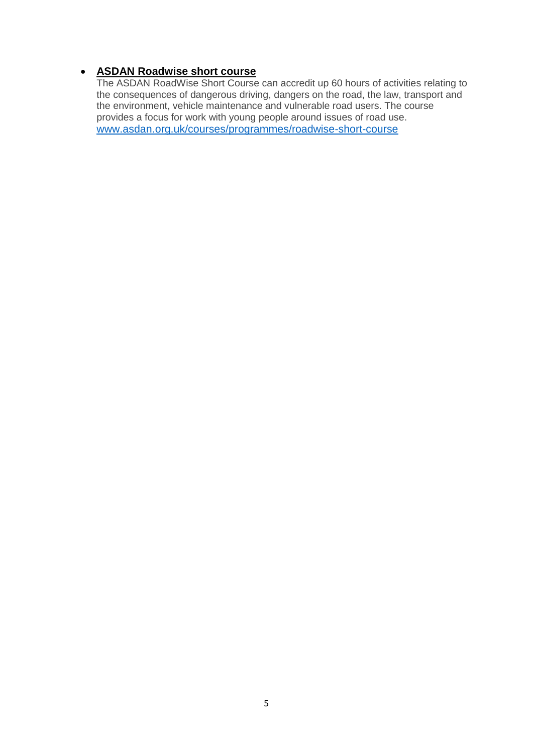- **ASDAN Roadwise short course**
  The ASDAN RoadWise Short Course can accredit up 60 hours of activities relating to the consequences of dangerous driving, dangers on the road, the law, transport and the environment, vehicle maintenance and vulnerable road users. The course provides a focus for work with young people around issues of road use.
  [www.asdan.org.uk/courses/programmes/roadwise-short-course](www.asdan.org.uk/courses/programmes/roadwise-short-course)